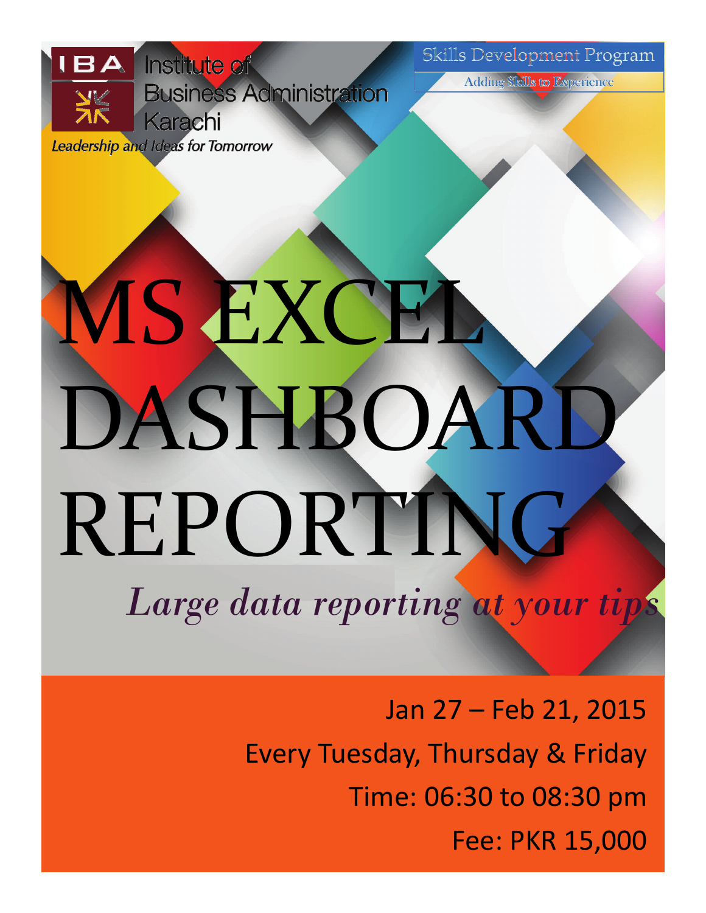IBA Institute of Business Administration Karachi

*Leadership and Ideas for Tomorrow*

Skills Development Program

Adding Skills to Experience

# MS EXCEL DASHBOARD REPORTING

*Large data reporting at your tips*

Jan 27 – Feb 21, 2015

Every Tuesday, Thursday & Friday

Time: 06:30 to 08:30 pm

Fee: PKR 15,000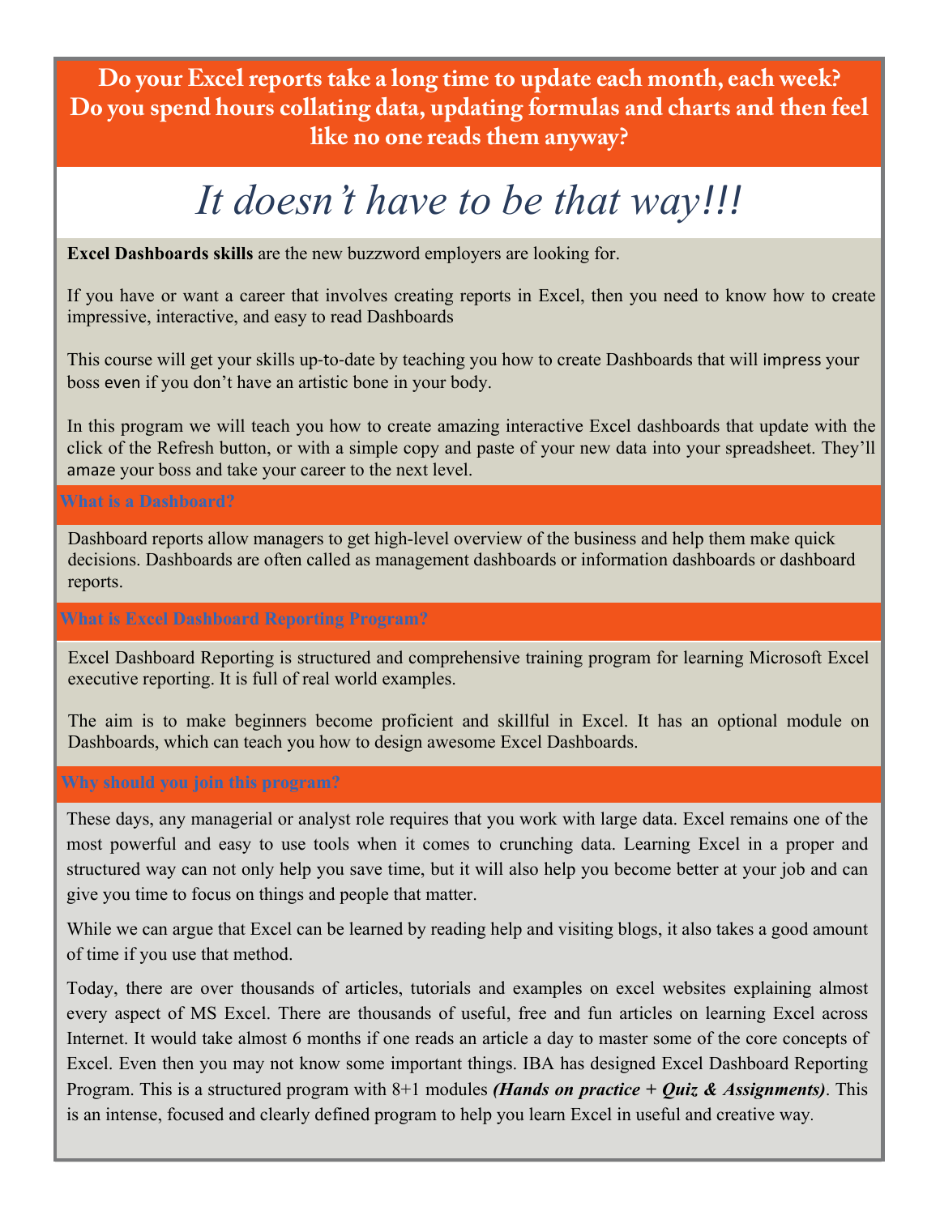**Do your Excel reports take a long time to update each month, each week? Do you spend hours collating data, updating formulas and charts and then feel like no one reads them anyway?**

# *It doesn't have to be that way!!!*

**Excel Dashboards skills** are the new buzzword employers are looking for.

If you have or want a career that involves creating reports in Excel, then you need to know how to create impressive, interactive, and easy to read Dashboards

This course will get your skills up-to-date by teaching you how to create Dashboards that will impress your boss even if you don't have an artistic bone in your body.

In this program we will teach you how to create amazing interactive Excel dashboards that update with the click of the Refresh button, or with a simple copy and paste of your new data into your spreadsheet. They'll amaze your boss and take your career to the next level.

## What is a Dashboard?

Dashboard reports allow managers to get high-level overview of the business and help them make quick decisions. Dashboards are often called as management dashboards or information dashboards or dashboard reports.

## What is Excel Dashboard Reporting Program?

Excel Dashboard Reporting is structured and comprehensive training program for learning Microsoft Excel executive reporting. It is full of real world examples.

The aim is to make beginners become proficient and skillful in Excel. It has an optional module on Dashboards, which can teach you how to design awesome Excel Dashboards.

## Why should you join this program?

These days, any managerial or analyst role requires that you work with large data. Excel remains one of the most powerful and easy to use tools when it comes to crunching data. Learning Excel in a proper and structured way can not only help you save time, but it will also help you become better at your job and can give you time to focus on things and people that matter.

While we can argue that Excel can be learned by reading help and visiting blogs, it also takes a good amount of time if you use that method.

Today, there are over thousands of articles, tutorials and examples on excel websites explaining almost every aspect of MS Excel. There are thousands of useful, free and fun articles on learning Excel across Internet. It would take almost 6 months if one reads an article a day to master some of the core concepts of Excel. Even then you may not know some important things. IBA has designed Excel Dashboard Reporting Program. This is a structured program with 8+1 modules ***(Hands on practice + Quiz & Assignments)***. This is an intense, focused and clearly defined program to help you learn Excel in useful and creative way.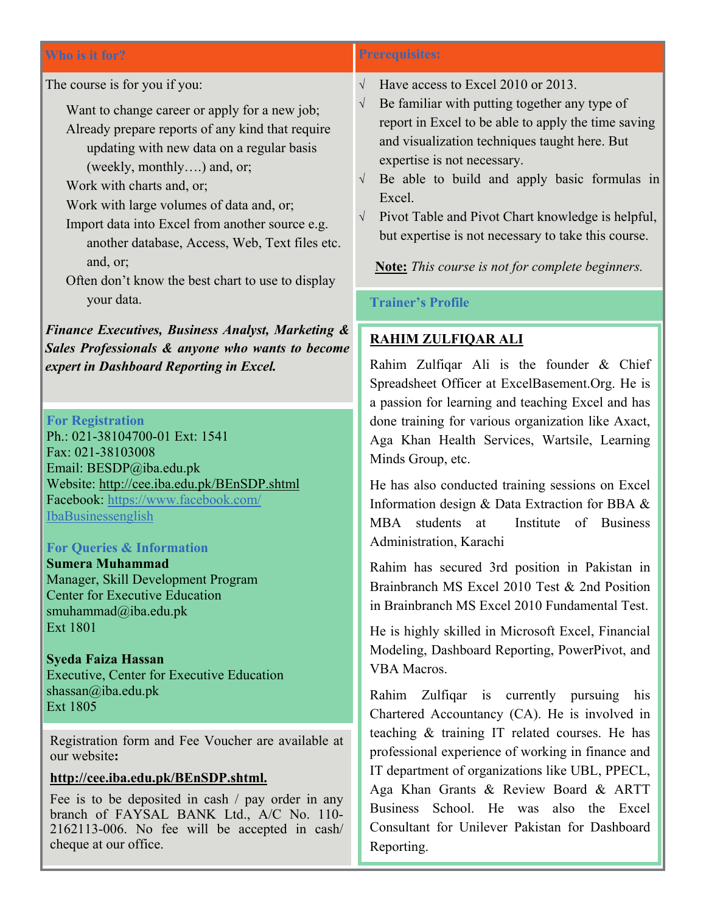## Who is it for?

The course is for you if you:

- Want to change career or apply for a new job;
- Already prepare reports of any kind that require updating with new data on a regular basis (weekly, monthly….) and, or;
- Work with charts and, or;
- Work with large volumes of data and, or;
- Import data into Excel from another source e.g. another database, Access, Web, Text files etc. and, or;
- Often don't know the best chart to use to display your data.

***Finance Executives, Business Analyst, Marketing & Sales Professionals & anyone who wants to become expert in Dashboard Reporting in Excel.***

### For Registration

Ph.: 021-38104700-01 Ext: 1541
Fax: 021-38103008
Email: BESDP@iba.edu.pk
Website: http://cee.iba.edu.pk/BEnSDP.shtml
Facebook: https://www.facebook.com/IbaBusinessenglish

### For Queries & Information

**Sumera Muhammad**
Manager, Skill Development Program
Center for Executive Education
smuhammad@iba.edu.pk
Ext 1801

**Syeda Faiza Hassan**
Executive, Center for Executive Education
shassan@iba.edu.pk
Ext 1805

Registration form and Fee Voucher are available at our website**:**

**http://cee.iba.edu.pk/BEnSDP.shtml.**

Fee is to be deposited in cash / pay order in any branch of FAYSAL BANK Ltd., A/C No. 110-2162113-006. No fee will be accepted in cash/ cheque at our office.

## Prerequisites:

- √ Have access to Excel 2010 or 2013.
- √ Be familiar with putting together any type of report in Excel to be able to apply the time saving and visualization techniques taught here. But expertise is not necessary.
- √ Be able to build and apply basic formulas in Excel.
- √ Pivot Table and Pivot Chart knowledge is helpful, but expertise is not necessary to take this course.

**Note:** *This course is not for complete beginners.*

## Trainer's Profile

**RAHIM ZULFIQAR ALI**

Rahim Zulfiqar Ali is the founder & Chief Spreadsheet Officer at ExcelBasement.Org. He is a passion for learning and teaching Excel and has done training for various organization like Axact, Aga Khan Health Services, Wartsile, Learning Minds Group, etc.

He has also conducted training sessions on Excel Information design & Data Extraction for BBA & MBA students at Institute of Business Administration, Karachi

Rahim has secured 3rd position in Pakistan in Brainbranch MS Excel 2010 Test & 2nd Position in Brainbranch MS Excel 2010 Fundamental Test.

He is highly skilled in Microsoft Excel, Financial Modeling, Dashboard Reporting, PowerPivot, and VBA Macros.

Rahim Zulfiqar is currently pursuing his Chartered Accountancy (CA). He is involved in teaching & training IT related courses. He has professional experience of working in finance and IT department of organizations like UBL, PPECL, Aga Khan Grants & Review Board & ARTT Business School. He was also the Excel Consultant for Unilever Pakistan for Dashboard Reporting.